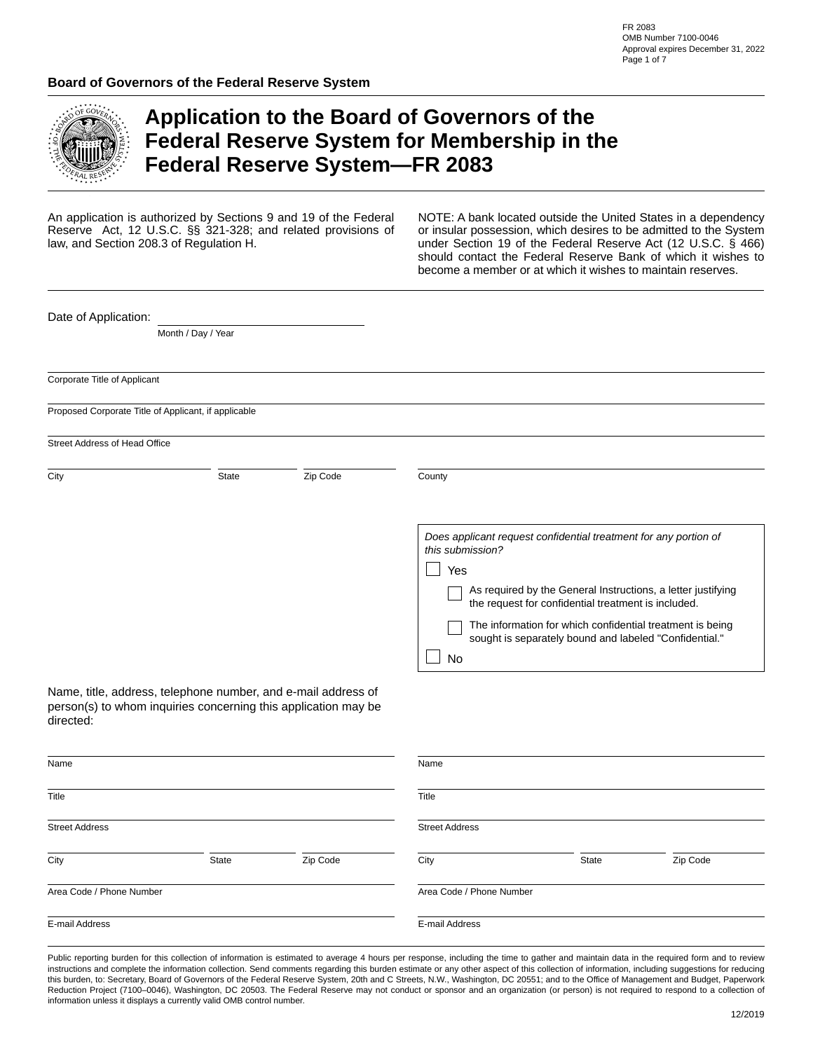FR 2083
OMB Number 7100-0046
Approval expires December 31, 2022

**Board of Governors of the Federal Reserve System**

# Application to the Board of Governors of the Federal Reserve System for Membership in the Federal Reserve System—FR 2083

An application is authorized by Sections 9 and 19 of the Federal Reserve Act, 12 U.S.C. §§ 321-328; and related provisions of law, and Section 208.3 of Regulation H.

NOTE: A bank located outside the United States in a dependency or insular possession, which desires to be admitted to the System under Section 19 of the Federal Reserve Act (12 U.S.C. § 466) should contact the Federal Reserve Bank of which it wishes to become a member or at which it wishes to maintain reserves.

Date of Application: ______________________
Month / Day / Year

Corporate Title of Applicant

Proposed Corporate Title of Applicant, if applicable

Street Address of Head Office

City | State | Zip Code | County

*Does applicant request confidential treatment for any portion of this submission?*

- ☐ Yes
  - ☐ As required by the General Instructions, a letter justifying the request for confidential treatment is included.
  - ☐ The information for which confidential treatment is being sought is separately bound and labeled "Confidential."
- ☐ No

Name, title, address, telephone number, and e-mail address of person(s) to whom inquiries concerning this application may be directed:

| | |
|---|---|
| Name | Name |
| Title | Title |
| Street Address | Street Address |
| City / State / Zip Code | City / State / Zip Code |
| Area Code / Phone Number | Area Code / Phone Number |
| E-mail Address | E-mail Address |

Public reporting burden for this collection of information is estimated to average 4 hours per response, including the time to gather and maintain data in the required form and to review instructions and complete the information collection. Send comments regarding this burden estimate or any other aspect of this collection of information, including suggestions for reducing this burden, to: Secretary, Board of Governors of the Federal Reserve System, 20th and C Streets, N.W., Washington, DC 20551; and to the Office of Management and Budget, Paperwork Reduction Project (7100–0046), Washington, DC 20503. The Federal Reserve may not conduct or sponsor and an organization (or person) is not required to respond to a collection of information unless it displays a currently valid OMB control number.

12/2019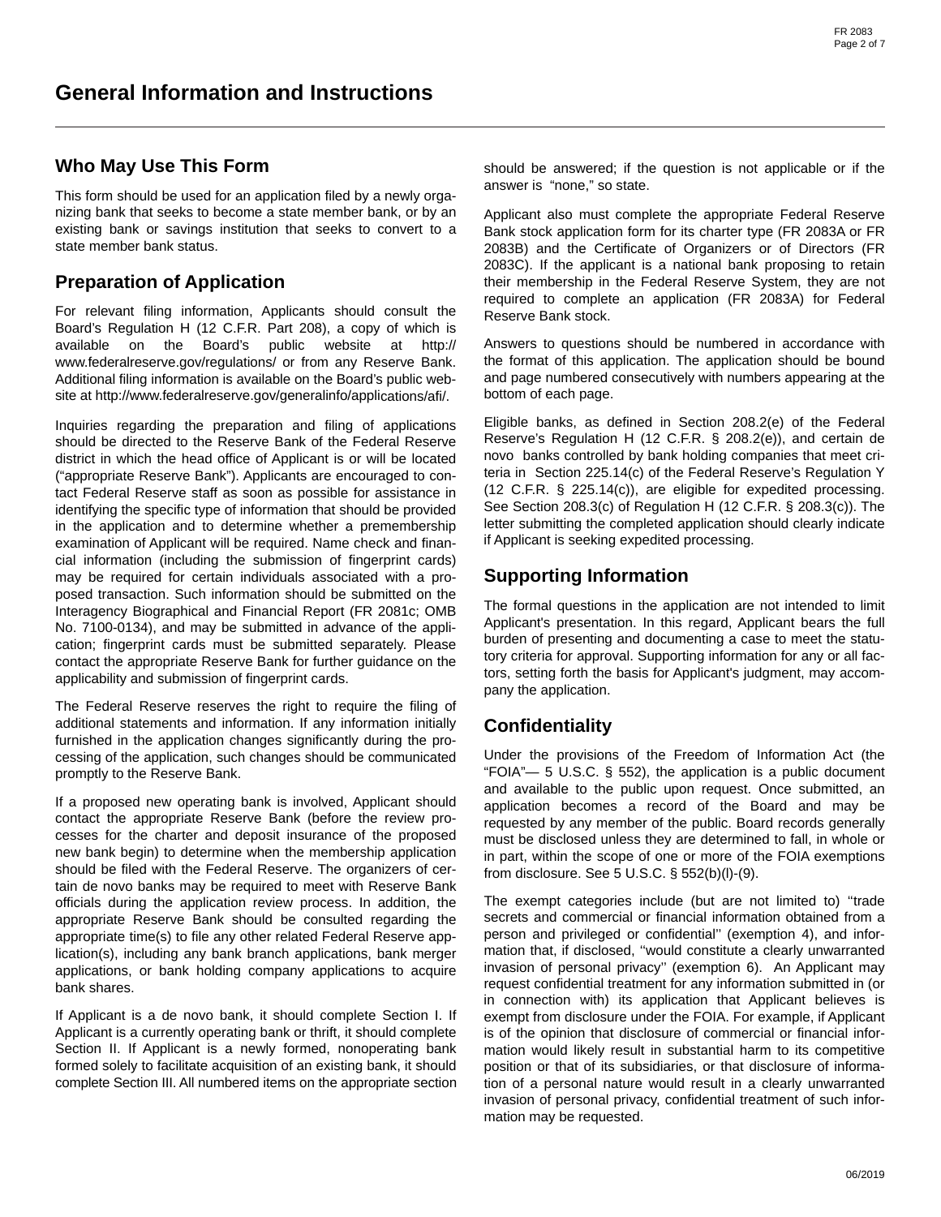# General Information and Instructions

## Who May Use This Form

This form should be used for an application filed by a newly organizing bank that seeks to become a state member bank, or by an existing bank or savings institution that seeks to convert to a state member bank status.

## Preparation of Application

For relevant filing information, Applicants should consult the Board's Regulation H (12 C.F.R. Part 208), a copy of which is available on the Board's public website at http://www.federalreserve.gov/regulations/ or from any Reserve Bank. Additional filing information is available on the Board's public website at http://www.federalreserve.gov/generalinfo/applications/afi/.

Inquiries regarding the preparation and filing of applications should be directed to the Reserve Bank of the Federal Reserve district in which the head office of Applicant is or will be located ("appropriate Reserve Bank"). Applicants are encouraged to contact Federal Reserve staff as soon as possible for assistance in identifying the specific type of information that should be provided in the application and to determine whether a premembership examination of Applicant will be required. Name check and financial information (including the submission of fingerprint cards) may be required for certain individuals associated with a proposed transaction. Such information should be submitted on the Interagency Biographical and Financial Report (FR 2081c; OMB No. 7100-0134), and may be submitted in advance of the application; fingerprint cards must be submitted separately. Please contact the appropriate Reserve Bank for further guidance on the applicability and submission of fingerprint cards.

The Federal Reserve reserves the right to require the filing of additional statements and information. If any information initially furnished in the application changes significantly during the processing of the application, such changes should be communicated promptly to the Reserve Bank.

If a proposed new operating bank is involved, Applicant should contact the appropriate Reserve Bank (before the review processes for the charter and deposit insurance of the proposed new bank begin) to determine when the membership application should be filed with the Federal Reserve. The organizers of certain de novo banks may be required to meet with Reserve Bank officials during the application review process. In addition, the appropriate Reserve Bank should be consulted regarding the appropriate time(s) to file any other related Federal Reserve application(s), including any bank branch applications, bank merger applications, or bank holding company applications to acquire bank shares.

If Applicant is a de novo bank, it should complete Section I. If Applicant is a currently operating bank or thrift, it should complete Section II. If Applicant is a newly formed, nonoperating bank formed solely to facilitate acquisition of an existing bank, it should complete Section III. All numbered items on the appropriate section should be answered; if the question is not applicable or if the answer is "none," so state.

Applicant also must complete the appropriate Federal Reserve Bank stock application form for its charter type (FR 2083A or FR 2083B) and the Certificate of Organizers or of Directors (FR 2083C). If the applicant is a national bank proposing to retain their membership in the Federal Reserve System, they are not required to complete an application (FR 2083A) for Federal Reserve Bank stock.

Answers to questions should be numbered in accordance with the format of this application. The application should be bound and page numbered consecutively with numbers appearing at the bottom of each page.

Eligible banks, as defined in Section 208.2(e) of the Federal Reserve's Regulation H (12 C.F.R. § 208.2(e)), and certain de novo banks controlled by bank holding companies that meet criteria in Section 225.14(c) of the Federal Reserve's Regulation Y (12 C.F.R. § 225.14(c)), are eligible for expedited processing. See Section 208.3(c) of Regulation H (12 C.F.R. § 208.3(c)). The letter submitting the completed application should clearly indicate if Applicant is seeking expedited processing.

## Supporting Information

The formal questions in the application are not intended to limit Applicant's presentation. In this regard, Applicant bears the full burden of presenting and documenting a case to meet the statutory criteria for approval. Supporting information for any or all factors, setting forth the basis for Applicant's judgment, may accompany the application.

## Confidentiality

Under the provisions of the Freedom of Information Act (the "FOIA"— 5 U.S.C. § 552), the application is a public document and available to the public upon request. Once submitted, an application becomes a record of the Board and may be requested by any member of the public. Board records generally must be disclosed unless they are determined to fall, in whole or in part, within the scope of one or more of the FOIA exemptions from disclosure. See 5 U.S.C. § 552(b)(l)-(9).

The exempt categories include (but are not limited to) "trade secrets and commercial or financial information obtained from a person and privileged or confidential" (exemption 4), and information that, if disclosed, "would constitute a clearly unwarranted invasion of personal privacy" (exemption 6). An Applicant may request confidential treatment for any information submitted in (or in connection with) its application that Applicant believes is exempt from disclosure under the FOIA. For example, if Applicant is of the opinion that disclosure of commercial or financial information would likely result in substantial harm to its competitive position or that of its subsidiaries, or that disclosure of information of a personal nature would result in a clearly unwarranted invasion of personal privacy, confidential treatment of such information may be requested.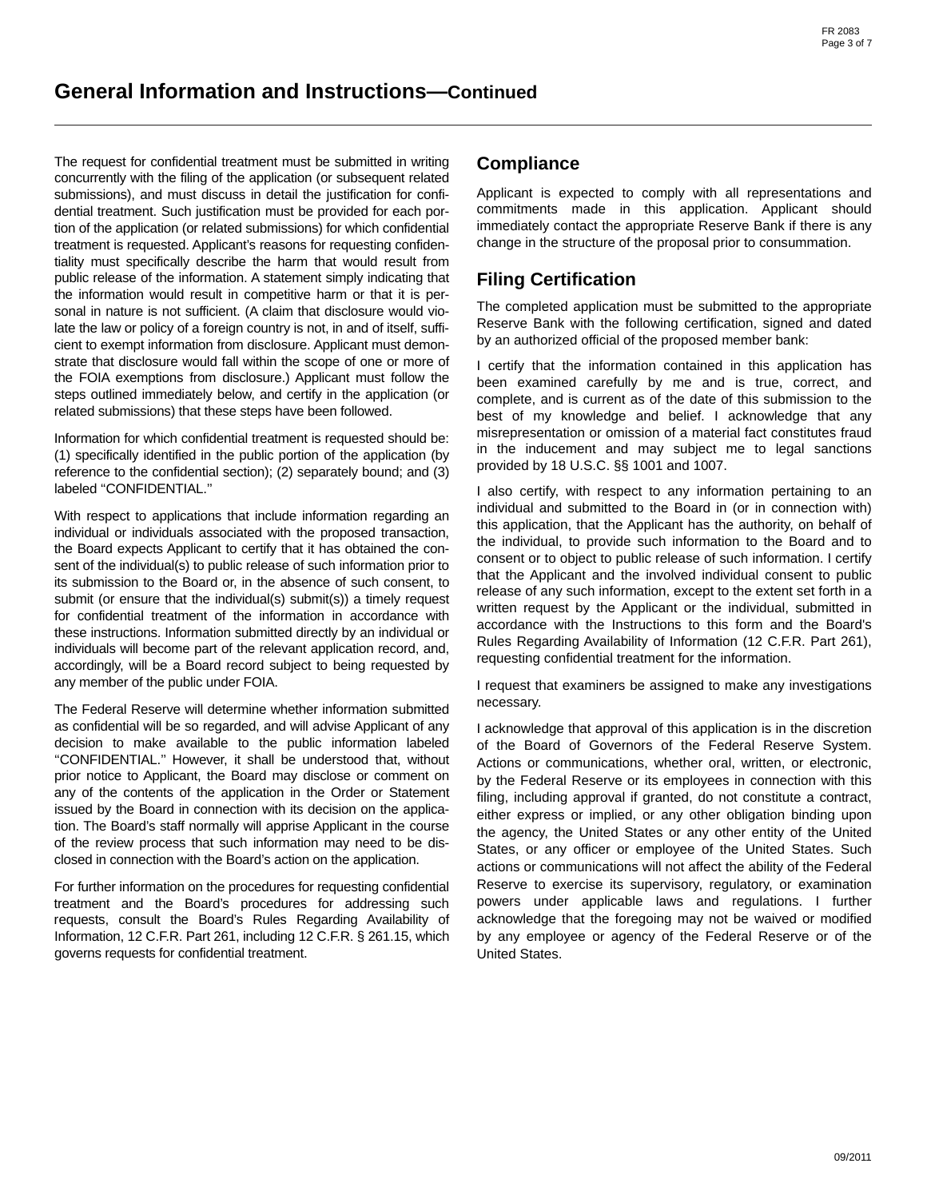# General Information and Instructions—Continued

The request for confidential treatment must be submitted in writing concurrently with the filing of the application (or subsequent related submissions), and must discuss in detail the justification for confidential treatment. Such justification must be provided for each portion of the application (or related submissions) for which confidential treatment is requested. Applicant's reasons for requesting confidentiality must specifically describe the harm that would result from public release of the information. A statement simply indicating that the information would result in competitive harm or that it is personal in nature is not sufficient. (A claim that disclosure would violate the law or policy of a foreign country is not, in and of itself, sufficient to exempt information from disclosure. Applicant must demonstrate that disclosure would fall within the scope of one or more of the FOIA exemptions from disclosure.) Applicant must follow the steps outlined immediately below, and certify in the application (or related submissions) that these steps have been followed.

Information for which confidential treatment is requested should be: (1) specifically identified in the public portion of the application (by reference to the confidential section); (2) separately bound; and (3) labeled "CONFIDENTIAL."

With respect to applications that include information regarding an individual or individuals associated with the proposed transaction, the Board expects Applicant to certify that it has obtained the consent of the individual(s) to public release of such information prior to its submission to the Board or, in the absence of such consent, to submit (or ensure that the individual(s) submit(s)) a timely request for confidential treatment of the information in accordance with these instructions. Information submitted directly by an individual or individuals will become part of the relevant application record, and, accordingly, will be a Board record subject to being requested by any member of the public under FOIA.

The Federal Reserve will determine whether information submitted as confidential will be so regarded, and will advise Applicant of any decision to make available to the public information labeled "CONFIDENTIAL." However, it shall be understood that, without prior notice to Applicant, the Board may disclose or comment on any of the contents of the application in the Order or Statement issued by the Board in connection with its decision on the application. The Board's staff normally will apprise Applicant in the course of the review process that such information may need to be disclosed in connection with the Board's action on the application.

For further information on the procedures for requesting confidential treatment and the Board's procedures for addressing such requests, consult the Board's Rules Regarding Availability of Information, 12 C.F.R. Part 261, including 12 C.F.R. § 261.15, which governs requests for confidential treatment.

## Compliance

Applicant is expected to comply with all representations and commitments made in this application. Applicant should immediately contact the appropriate Reserve Bank if there is any change in the structure of the proposal prior to consummation.

## Filing Certification

The completed application must be submitted to the appropriate Reserve Bank with the following certification, signed and dated by an authorized official of the proposed member bank:

I certify that the information contained in this application has been examined carefully by me and is true, correct, and complete, and is current as of the date of this submission to the best of my knowledge and belief. I acknowledge that any misrepresentation or omission of a material fact constitutes fraud in the inducement and may subject me to legal sanctions provided by 18 U.S.C. §§ 1001 and 1007.

I also certify, with respect to any information pertaining to an individual and submitted to the Board in (or in connection with) this application, that the Applicant has the authority, on behalf of the individual, to provide such information to the Board and to consent or to object to public release of such information. I certify that the Applicant and the involved individual consent to public release of any such information, except to the extent set forth in a written request by the Applicant or the individual, submitted in accordance with the Instructions to this form and the Board's Rules Regarding Availability of Information (12 C.F.R. Part 261), requesting confidential treatment for the information.

I request that examiners be assigned to make any investigations necessary.

I acknowledge that approval of this application is in the discretion of the Board of Governors of the Federal Reserve System. Actions or communications, whether oral, written, or electronic, by the Federal Reserve or its employees in connection with this filing, including approval if granted, do not constitute a contract, either express or implied, or any other obligation binding upon the agency, the United States or any other entity of the United States, or any officer or employee of the United States. Such actions or communications will not affect the ability of the Federal Reserve to exercise its supervisory, regulatory, or examination powers under applicable laws and regulations. I further acknowledge that the foregoing may not be waived or modified by any employee or agency of the Federal Reserve or of the United States.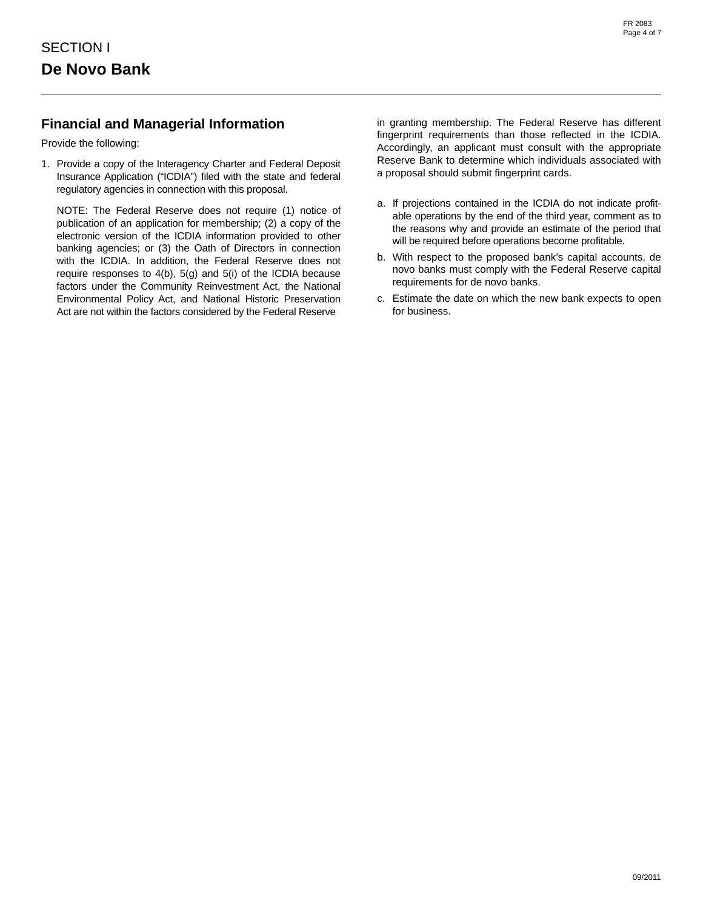## SECTION I

# De Novo Bank

### Financial and Managerial Information

Provide the following:

1. Provide a copy of the Interagency Charter and Federal Deposit Insurance Application (“ICDIA”) filed with the state and federal regulatory agencies in connection with this proposal.

   NOTE: The Federal Reserve does not require (1) notice of publication of an application for membership; (2) a copy of the electronic version of the ICDIA information provided to other banking agencies; or (3) the Oath of Directors in connection with the ICDIA. In addition, the Federal Reserve does not require responses to 4(b), 5(g) and 5(i) of the ICDIA because factors under the Community Reinvestment Act, the National Environmental Policy Act, and National Historic Preservation Act are not within the factors considered by the Federal Reserve in granting membership. The Federal Reserve has different fingerprint requirements than those reflected in the ICDIA. Accordingly, an applicant must consult with the appropriate Reserve Bank to determine which individuals associated with a proposal should submit fingerprint cards.

   a. If projections contained in the ICDIA do not indicate profitable operations by the end of the third year, comment as to the reasons why and provide an estimate of the period that will be required before operations become profitable.

   b. With respect to the proposed bank’s capital accounts, de novo banks must comply with the Federal Reserve capital requirements for de novo banks.

   c. Estimate the date on which the new bank expects to open for business.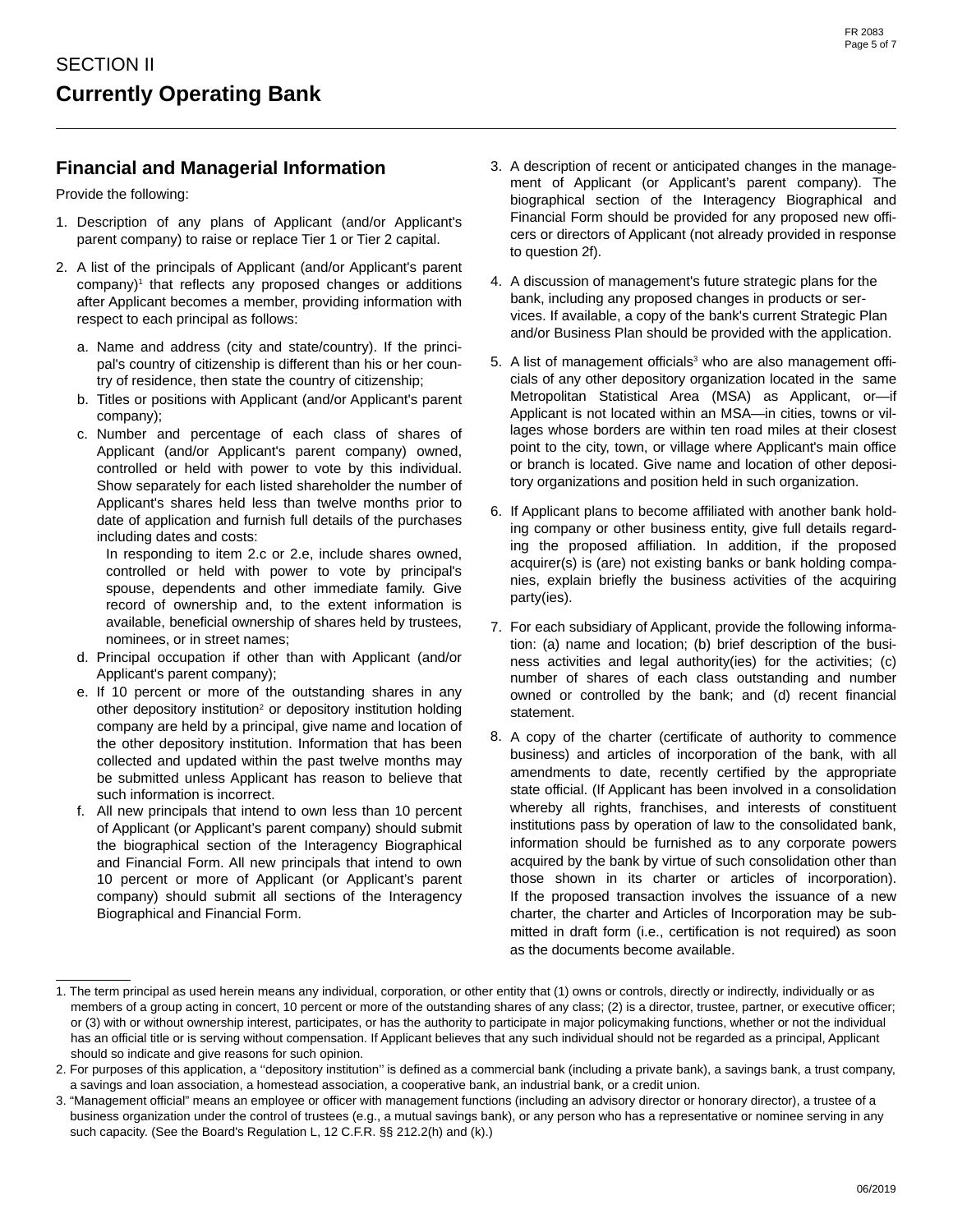# SECTION II
# Currently Operating Bank

## Financial and Managerial Information

Provide the following:

1. Description of any plans of Applicant (and/or Applicant's parent company) to raise or replace Tier 1 or Tier 2 capital.

2. A list of the principals of Applicant (and/or Applicant's parent company)[1] that reflects any proposed changes or additions after Applicant becomes a member, providing information with respect to each principal as follows:

   a. Name and address (city and state/country). If the principal's country of citizenship is different than his or her country of residence, then state the country of citizenship;

   b. Titles or positions with Applicant (and/or Applicant's parent company);

   c. Number and percentage of each class of shares of Applicant (and/or Applicant's parent company) owned, controlled or held with power to vote by this individual. Show separately for each listed shareholder the number of Applicant's shares held less than twelve months prior to date of application and furnish full details of the purchases including dates and costs:

      In responding to item 2.c or 2.e, include shares owned, controlled or held with power to vote by principal's spouse, dependents and other immediate family. Give record of ownership and, to the extent information is available, beneficial ownership of shares held by trustees, nominees, or in street names;

   d. Principal occupation if other than with Applicant (and/or Applicant's parent company);

   e. If 10 percent or more of the outstanding shares in any other depository institution[2] or depository institution holding company are held by a principal, give name and location of the other depository institution. Information that has been collected and updated within the past twelve months may be submitted unless Applicant has reason to believe that such information is incorrect.

   f. All new principals that intend to own less than 10 percent of Applicant (or Applicant's parent company) should submit the biographical section of the Interagency Biographical and Financial Form. All new principals that intend to own 10 percent or more of Applicant (or Applicant's parent company) should submit all sections of the Interagency Biographical and Financial Form.

3. A description of recent or anticipated changes in the management of Applicant (or Applicant's parent company). The biographical section of the Interagency Biographical and Financial Form should be provided for any proposed new officers or directors of Applicant (not already provided in response to question 2f).

4. A discussion of management's future strategic plans for the bank, including any proposed changes in products or services. If available, a copy of the bank's current Strategic Plan and/or Business Plan should be provided with the application.

5. A list of management officials[3] who are also management officials of any other depository organization located in the same Metropolitan Statistical Area (MSA) as Applicant, or—if Applicant is not located within an MSA—in cities, towns or villages whose borders are within ten road miles at their closest point to the city, town, or village where Applicant's main office or branch is located. Give name and location of other depository organizations and position held in such organization.

6. If Applicant plans to become affiliated with another bank holding company or other business entity, give full details regarding the proposed affiliation. In addition, if the proposed acquirer(s) is (are) not existing banks or bank holding companies, explain briefly the business activities of the acquiring party(ies).

7. For each subsidiary of Applicant, provide the following information: (a) name and location; (b) brief description of the business activities and legal authority(ies) for the activities; (c) number of shares of each class outstanding and number owned or controlled by the bank; and (d) recent financial statement.

8. A copy of the charter (certificate of authority to commence business) and articles of incorporation of the bank, with all amendments to date, recently certified by the appropriate state official. (If Applicant has been involved in a consolidation whereby all rights, franchises, and interests of constituent institutions pass by operation of law to the consolidated bank, information should be furnished as to any corporate powers acquired by the bank by virtue of such consolidation other than those shown in its charter or articles of incorporation). If the proposed transaction involves the issuance of a new charter, the charter and Articles of Incorporation may be submitted in draft form (i.e., certification is not required) as soon as the documents become available.

---

1. The term principal as used herein means any individual, corporation, or other entity that (1) owns or controls, directly or indirectly, individually or as members of a group acting in concert, 10 percent or more of the outstanding shares of any class; (2) is a director, trustee, partner, or executive officer; or (3) with or without ownership interest, participates, or has the authority to participate in major policymaking functions, whether or not the individual has an official title or is serving without compensation. If Applicant believes that any such individual should not be regarded as a principal, Applicant should so indicate and give reasons for such opinion.

2. For purposes of this application, a ''depository institution'' is defined as a commercial bank (including a private bank), a savings bank, a trust company, a savings and loan association, a homestead association, a cooperative bank, an industrial bank, or a credit union.

3. "Management official" means an employee or officer with management functions (including an advisory director or honorary director), a trustee of a business organization under the control of trustees (e.g., a mutual savings bank), or any person who has a representative or nominee serving in any such capacity. (See the Board's Regulation L, 12 C.F.R. §§ 212.2(h) and (k).)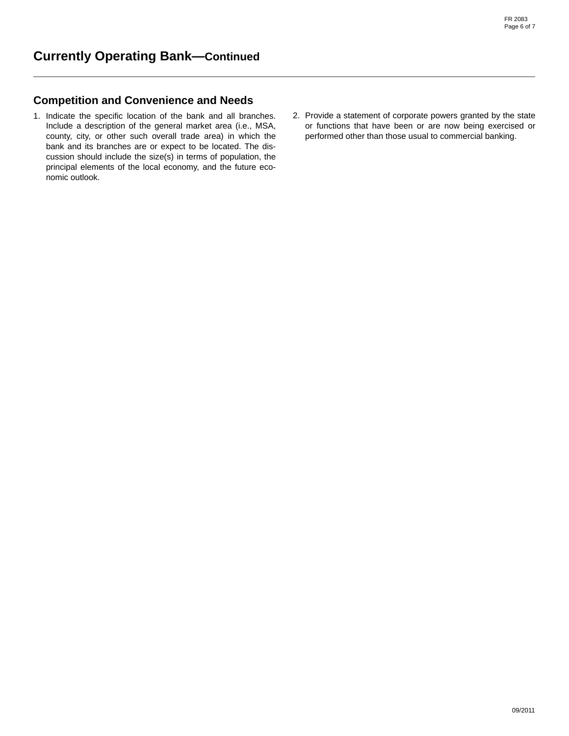# Currently Operating Bank—Continued

## Competition and Convenience and Needs

1. Indicate the specific location of the bank and all branches. Include a description of the general market area (i.e., MSA, county, city, or other such overall trade area) in which the bank and its branches are or expect to be located. The discussion should include the size(s) in terms of population, the principal elements of the local economy, and the future economic outlook.

2. Provide a statement of corporate powers granted by the state or functions that have been or are now being exercised or performed other than those usual to commercial banking.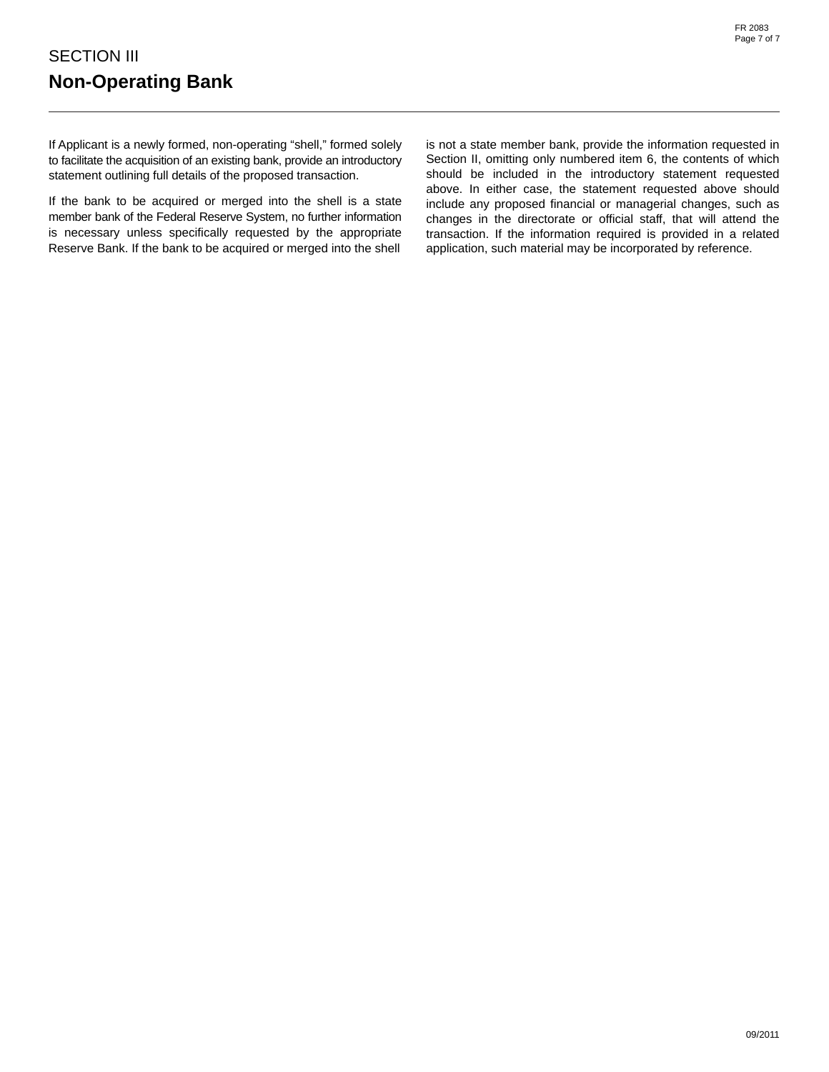# SECTION III

## Non-Operating Bank

If Applicant is a newly formed, non-operating "shell," formed solely to facilitate the acquisition of an existing bank, provide an introductory statement outlining full details of the proposed transaction.

If the bank to be acquired or merged into the shell is a state member bank of the Federal Reserve System, no further information is necessary unless specifically requested by the appropriate Reserve Bank. If the bank to be acquired or merged into the shell is not a state member bank, provide the information requested in Section II, omitting only numbered item 6, the contents of which should be included in the introductory statement requested above. In either case, the statement requested above should include any proposed financial or managerial changes, such as changes in the directorate or official staff, that will attend the transaction. If the information required is provided in a related application, such material may be incorporated by reference.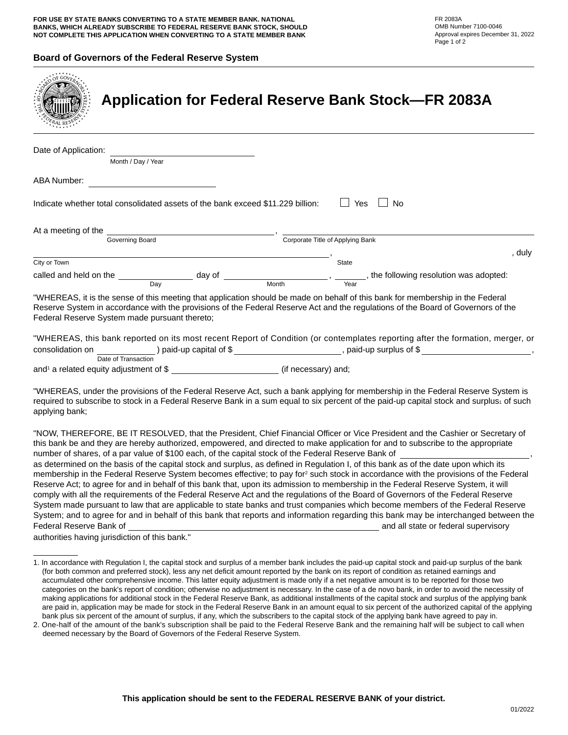**FOR USE BY STATE BANKS CONVERTING TO A STATE MEMBER BANK. NATIONAL BANKS, WHICH ALREADY SUBSCRIBE TO FEDERAL RESERVE BANK STOCK, SHOULD NOT COMPLETE THIS APPLICATION WHEN CONVERTING TO A STATE MEMBER BANK**

FR 2083A
OMB Number 7100-0046
Approval expires December 31, 2022

**Board of Governors of the Federal Reserve System**

# Application for Federal Reserve Bank Stock—FR 2083A

Date of Application: ______________________
Month / Day / Year

ABA Number: ______________________

Indicate whether total consolidated assets of the bank exceed $11.229 billion: ☐ Yes ☐ No

At a meeting of the ______________________ (Governing Board), ______________________ (Corporate Title of Applying Bank)

______________________ (City or Town), ______ (State), duly called and held on the ________ (Day) day of ______________ (Month), ______ (Year), the following resolution was adopted:

"WHEREAS, it is the sense of this meeting that application should be made on behalf of this bank for membership in the Federal Reserve System in accordance with the provisions of the Federal Reserve Act and the regulations of the Board of Governors of the Federal Reserve System made pursuant thereto;

"WHEREAS, this bank reported on its most recent Report of Condition (or contemplates reporting after the formation, merger, or consolidation on ____________ (Date of Transaction)) paid-up capital of $______________, paid-up surplus of $______________, and[1] a related equity adjustment of $______________ (if necessary) and;

"WHEREAS, under the provisions of the Federal Reserve Act, such a bank applying for membership in the Federal Reserve System is required to subscribe to stock in a Federal Reserve Bank in a sum equal to six percent of the paid-up capital stock and surplus[1] of such applying bank;

"NOW, THEREFORE, BE IT RESOLVED, that the President, Chief Financial Officer or Vice President and the Cashier or Secretary of this bank be and they are hereby authorized, empowered, and directed to make application for and to subscribe to the appropriate number of shares, of a par value of $100 each, of the capital stock of the Federal Reserve Bank of ______________________, as determined on the basis of the capital stock and surplus, as defined in Regulation I, of this bank as of the date upon which its membership in the Federal Reserve System becomes effective; to pay for[2] such stock in accordance with the provisions of the Federal Reserve Act; to agree for and in behalf of this bank that, upon its admission to membership in the Federal Reserve System, it will comply with all the requirements of the Federal Reserve Act and the regulations of the Board of Governors of the Federal Reserve System made pursuant to law that are applicable to state banks and trust companies which become members of the Federal Reserve System; and to agree for and in behalf of this bank that reports and information regarding this bank may be interchanged between the Federal Reserve Bank of ______________________ and all state or federal supervisory authorities having jurisdiction of this bank."

---

1. In accordance with Regulation I, the capital stock and surplus of a member bank includes the paid-up capital stock and paid-up surplus of the bank (for both common and preferred stock), less any net deficit amount reported by the bank on its report of condition as retained earnings and accumulated other comprehensive income. This latter equity adjustment is made only if a net negative amount is to be reported for those two categories on the bank's report of condition; otherwise no adjustment is necessary. In the case of a de novo bank, in order to avoid the necessity of making applications for additional stock in the Federal Reserve Bank, as additional installments of the capital stock and surplus of the applying bank are paid in, application may be made for stock in the Federal Reserve Bank in an amount equal to six percent of the authorized capital of the applying bank plus six percent of the amount of surplus, if any, which the subscribers to the capital stock of the applying bank have agreed to pay in.
2. One-half of the amount of the bank's subscription shall be paid to the Federal Reserve Bank and the remaining half will be subject to call when deemed necessary by the Board of Governors of the Federal Reserve System.

**This application should be sent to the FEDERAL RESERVE BANK of your district.**

01/2022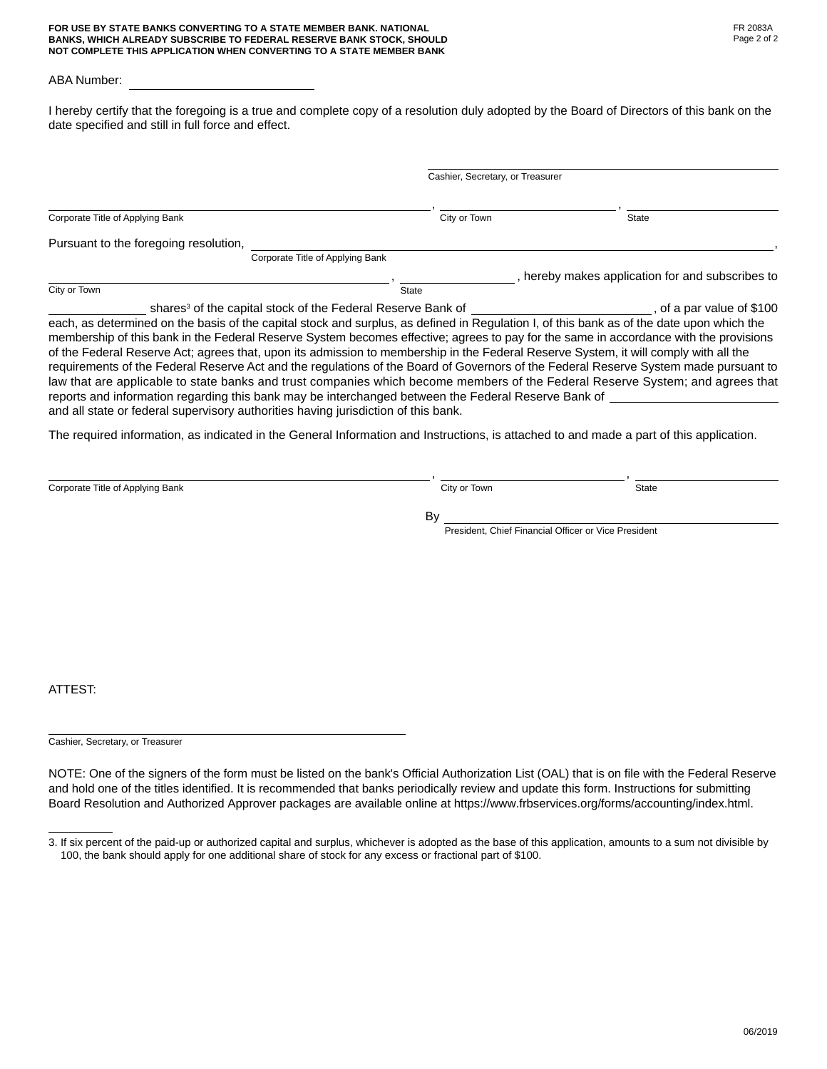**FOR USE BY STATE BANKS CONVERTING TO A STATE MEMBER BANK. NATIONAL BANKS, WHICH ALREADY SUBSCRIBE TO FEDERAL RESERVE BANK STOCK, SHOULD NOT COMPLETE THIS APPLICATION WHEN CONVERTING TO A STATE MEMBER BANK**

FR 2083A
Page 2 of 2

ABA Number: ____________________

I hereby certify that the foregoing is a true and complete copy of a resolution duly adopted by the Board of Directors of this bank on the date specified and still in full force and effect.

____________________
Cashier, Secretary, or Treasurer

____________________, ____________________, ____________________
Corporate Title of Applying Bank, City or Town, State

Pursuant to the foregoing resolution, ____________________ (Corporate Title of Applying Bank),

____________________ (City or Town), ____________________ (State), hereby makes application for and subscribes to ____________ shares[3] of the capital stock of the Federal Reserve Bank of ____________________, of a par value of $100 each, as determined on the basis of the capital stock and surplus, as defined in Regulation I, of this bank as of the date upon which the membership of this bank in the Federal Reserve System becomes effective; agrees to pay for the same in accordance with the provisions of the Federal Reserve Act; agrees that, upon its admission to membership in the Federal Reserve System, it will comply with all the requirements of the Federal Reserve Act and the regulations of the Board of Governors of the Federal Reserve System made pursuant to law that are applicable to state banks and trust companies which become members of the Federal Reserve System; and agrees that reports and information regarding this bank may be interchanged between the Federal Reserve Bank of ____________________ and all state or federal supervisory authorities having jurisdiction of this bank.

The required information, as indicated in the General Information and Instructions, is attached to and made a part of this application.

____________________, ____________________, ____________________
Corporate Title of Applying Bank, City or Town, State

By ____________________
President, Chief Financial Officer or Vice President

ATTEST:

____________________
Cashier, Secretary, or Treasurer

NOTE: One of the signers of the form must be listed on the bank's Official Authorization List (OAL) that is on file with the Federal Reserve and hold one of the titles identified. It is recommended that banks periodically review and update this form. Instructions for submitting Board Resolution and Authorized Approver packages are available online at https://www.frbservices.org/forms/accounting/index.html.

---

3. If six percent of the paid-up or authorized capital and surplus, whichever is adopted as the base of this application, amounts to a sum not divisible by 100, the bank should apply for one additional share of stock for any excess or fractional part of $100.

06/2019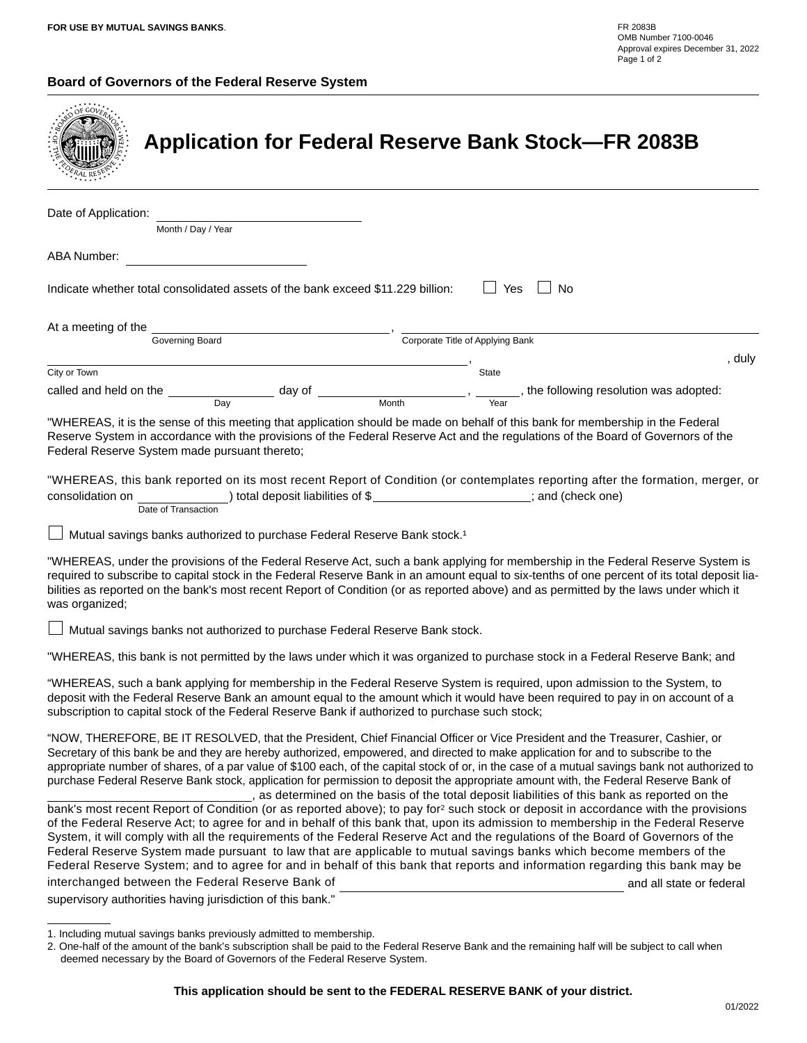**FOR USE BY MUTUAL SAVINGS BANKS**.

FR 2083B
OMB Number 7100-0046
Approval expires December 31, 2022

**Board of Governors of the Federal Reserve System**

# Application for Federal Reserve Bank Stock—FR 2083B

Date of Application: ______________________________
Month / Day / Year

ABA Number: ______________________________

Indicate whether total consolidated assets of the bank exceed $11.229 billion: ☐ Yes ☐ No

At a meeting of the ______________________________ (Governing Board), ______________________________ (Corporate Title of Applying Bank)

______________________________ (City or Town), ______________________________ (State), duly

called and held on the __________ (Day) day of ______________ (Month), ______ (Year), the following resolution was adopted:

"WHEREAS, it is the sense of this meeting that application should be made on behalf of this bank for membership in the Federal Reserve System in accordance with the provisions of the Federal Reserve Act and the regulations of the Board of Governors of the Federal Reserve System made pursuant thereto;

"WHEREAS, this bank reported on its most recent Report of Condition (or contemplates reporting after the formation, merger, or consolidation on ______________ (Date of Transaction)) total deposit liabilities of $______________________; and (check one)

☐ Mutual savings banks authorized to purchase Federal Reserve Bank stock.[1]

"WHEREAS, under the provisions of the Federal Reserve Act, such a bank applying for membership in the Federal Reserve System is required to subscribe to capital stock in the Federal Reserve Bank in an amount equal to six-tenths of one percent of its total deposit liabilities as reported on the bank's most recent Report of Condition (or as reported above) and as permitted by the laws under which it was organized;

☐ Mutual savings banks not authorized to purchase Federal Reserve Bank stock.

"WHEREAS, this bank is not permitted by the laws under which it was organized to purchase stock in a Federal Reserve Bank; and

"WHEREAS, such a bank applying for membership in the Federal Reserve System is required, upon admission to the System, to deposit with the Federal Reserve Bank an amount equal to the amount which it would have been required to pay in on account of a subscription to capital stock of the Federal Reserve Bank if authorized to purchase such stock;

"NOW, THEREFORE, BE IT RESOLVED, that the President, Chief Financial Officer or Vice President and the Treasurer, Cashier, or Secretary of this bank be and they are hereby authorized, empowered, and directed to make application for and to subscribe to the appropriate number of shares, of a par value of $100 each, of the capital stock of or, in the case of a mutual savings bank not authorized to purchase Federal Reserve Bank stock, application for permission to deposit the appropriate amount with, the Federal Reserve Bank of ______________________________, as determined on the basis of the total deposit liabilities of this bank as reported on the bank's most recent Report of Condition (or as reported above); to pay for[2] such stock or deposit in accordance with the provisions of the Federal Reserve Act; to agree for and in behalf of this bank that, upon its admission to membership in the Federal Reserve System, it will comply with all the requirements of the Federal Reserve Act and the regulations of the Board of Governors of the Federal Reserve System made pursuant to law that are applicable to mutual savings banks which become members of the Federal Reserve System; and to agree for and in behalf of this bank that reports and information regarding this bank may be interchanged between the Federal Reserve Bank of ______________________________ and all state or federal supervisory authorities having jurisdiction of this bank."

---

1. Including mutual savings banks previously admitted to membership.
2. One-half of the amount of the bank's subscription shall be paid to the Federal Reserve Bank and the remaining half will be subject to call when deemed necessary by the Board of Governors of the Federal Reserve System.

**This application should be sent to the FEDERAL RESERVE BANK of your district.**

01/2022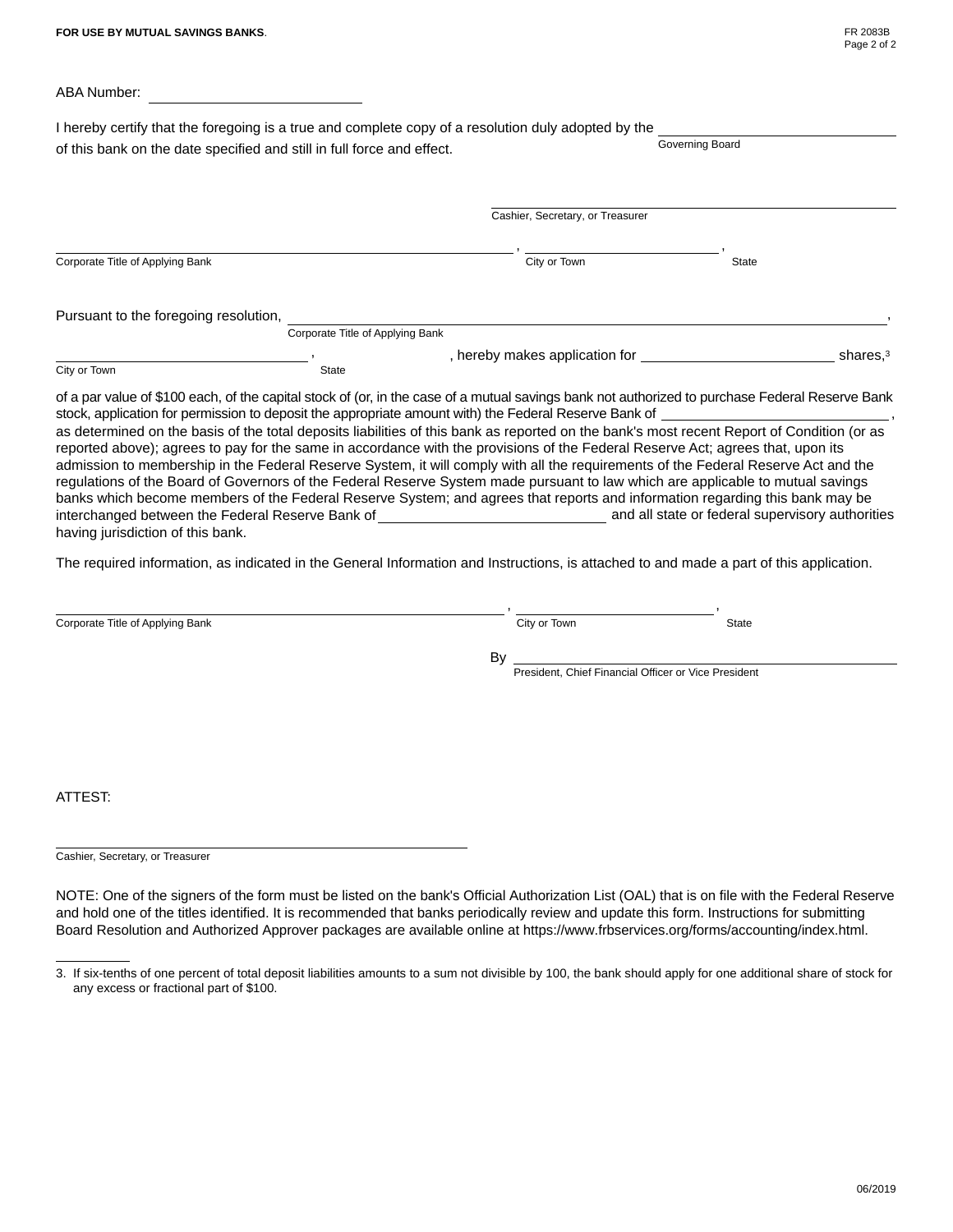**FOR USE BY MUTUAL SAVINGS BANKS**.

ABA Number: ______________________

I hereby certify that the foregoing is a true and complete copy of a resolution duly adopted by the ______________________ of this bank on the date specified and still in full force and effect.
Governing Board

______________________
Cashier, Secretary, or Treasurer

______________________, ______________________, ______________________
Corporate Title of Applying Bank, City or Town, State

Pursuant to the foregoing resolution, ______________________,
Corporate Title of Applying Bank

______________________, ______________________, hereby makes application for ______________________ shares,[3]
City or Town, State

of a par value of $100 each, of the capital stock of (or, in the case of a mutual savings bank not authorized to purchase Federal Reserve Bank stock, application for permission to deposit the appropriate amount with) the Federal Reserve Bank of ______________________, as determined on the basis of the total deposits liabilities of this bank as reported on the bank's most recent Report of Condition (or as reported above); agrees to pay for the same in accordance with the provisions of the Federal Reserve Act; agrees that, upon its admission to membership in the Federal Reserve System, it will comply with all the requirements of the Federal Reserve Act and the regulations of the Board of Governors of the Federal Reserve System made pursuant to law which are applicable to mutual savings banks which become members of the Federal Reserve System; and agrees that reports and information regarding this bank may be interchanged between the Federal Reserve Bank of ______________________ and all state or federal supervisory authorities having jurisdiction of this bank.

The required information, as indicated in the General Information and Instructions, is attached to and made a part of this application.

______________________, ______________________, ______________________
Corporate Title of Applying Bank, City or Town, State

By ______________________
President, Chief Financial Officer or Vice President

ATTEST:

______________________
Cashier, Secretary, or Treasurer

NOTE: One of the signers of the form must be listed on the bank's Official Authorization List (OAL) that is on file with the Federal Reserve and hold one of the titles identified. It is recommended that banks periodically review and update this form. Instructions for submitting Board Resolution and Authorized Approver packages are available online at https://www.frbservices.org/forms/accounting/index.html.

---

3. If six-tenths of one percent of total deposit liabilities amounts to a sum not divisible by 100, the bank should apply for one additional share of stock for any excess or fractional part of $100.

06/2019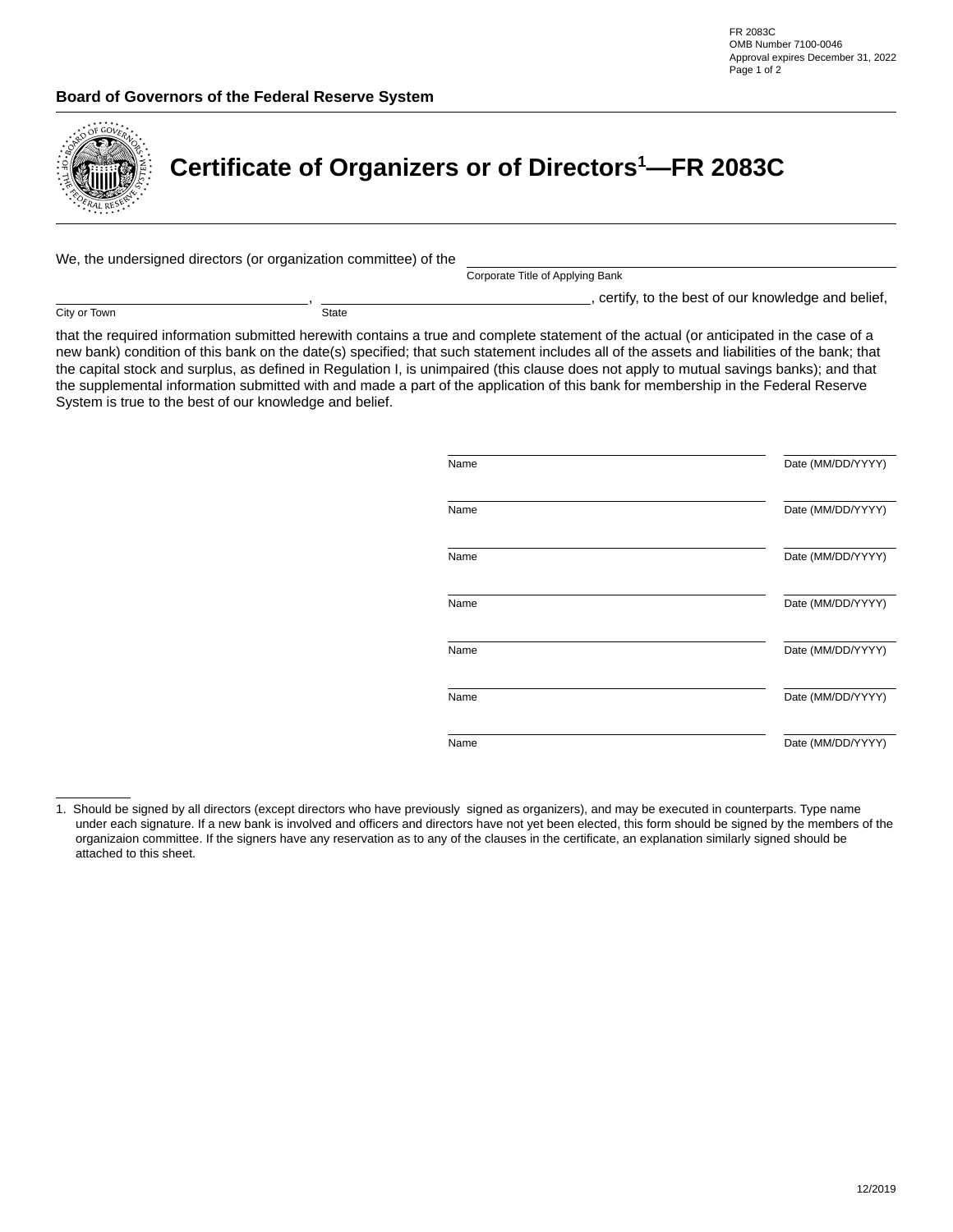FR 2083C
OMB Number 7100-0046
Approval expires December 31, 2022

**Board of Governors of the Federal Reserve System**

# Certificate of Organizers or of Directors[1]—FR 2083C

We, the undersigned directors (or organization committee) of the ______________________________
Corporate Title of Applying Bank

______________________________, ______________________________, certify, to the best of our knowledge and belief,
City or Town State

that the required information submitted herewith contains a true and complete statement of the actual (or anticipated in the case of a new bank) condition of this bank on the date(s) specified; that such statement includes all of the assets and liabilities of the bank; that the capital stock and surplus, as defined in Regulation I, is unimpaired (this clause does not apply to mutual savings banks); and that the supplemental information submitted with and made a part of the application of this bank for membership in the Federal Reserve System is true to the best of our knowledge and belief.

| Name | Date (MM/DD/YYYY) |
|---|---|
| | |
| | |
| | |
| | |
| | |
| | |
| | |

1. Should be signed by all directors (except directors who have previously signed as organizers), and may be executed in counterparts. Type name under each signature. If a new bank is involved and officers and directors have not yet been elected, this form should be signed by the members of the organizaion committee. If the signers have any reservation as to any of the clauses in the certificate, an explanation similarly signed should be attached to this sheet.

12/2019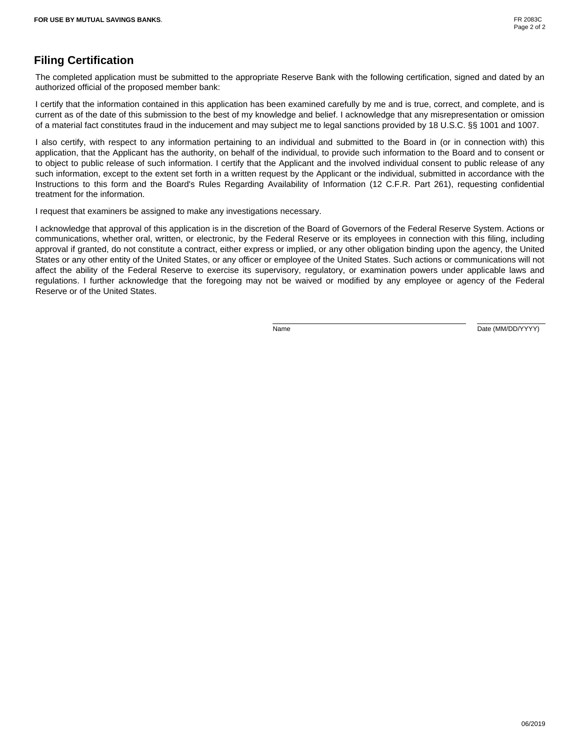## Filing Certification

The completed application must be submitted to the appropriate Reserve Bank with the following certification, signed and dated by an authorized official of the proposed member bank:

I certify that the information contained in this application has been examined carefully by me and is true, correct, and complete, and is current as of the date of this submission to the best of my knowledge and belief. I acknowledge that any misrepresentation or omission of a material fact constitutes fraud in the inducement and may subject me to legal sanctions provided by 18 U.S.C. §§ 1001 and 1007.

I also certify, with respect to any information pertaining to an individual and submitted to the Board in (or in connection with) this application, that the Applicant has the authority, on behalf of the individual, to provide such information to the Board and to consent or to object to public release of such information. I certify that the Applicant and the involved individual consent to public release of any such information, except to the extent set forth in a written request by the Applicant or the individual, submitted in accordance with the Instructions to this form and the Board's Rules Regarding Availability of Information (12 C.F.R. Part 261), requesting confidential treatment for the information.

I request that examiners be assigned to make any investigations necessary.

I acknowledge that approval of this application is in the discretion of the Board of Governors of the Federal Reserve System. Actions or communications, whether oral, written, or electronic, by the Federal Reserve or its employees in connection with this filing, including approval if granted, do not constitute a contract, either express or implied, or any other obligation binding upon the agency, the United States or any other entity of the United States, or any officer or employee of the United States. Such actions or communications will not affect the ability of the Federal Reserve to exercise its supervisory, regulatory, or examination powers under applicable laws and regulations. I further acknowledge that the foregoing may not be waived or modified by any employee or agency of the Federal Reserve or of the United States.

Name ______________________________ Date (MM/DD/YYYY) ______________